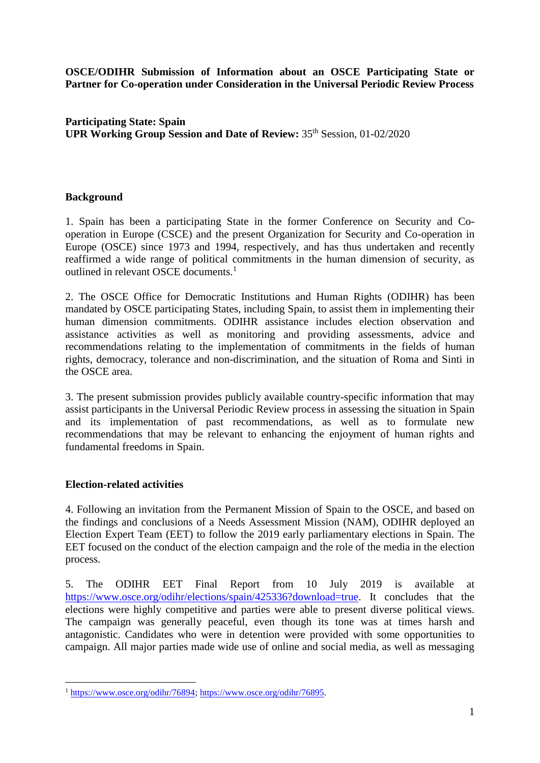**OSCE/ODIHR Submission of Information about an OSCE Participating State or Partner for Co-operation under Consideration in the Universal Periodic Review Process**

**Participating State: Spain**
**UPR Working Group Session and Date of Review:** 35th Session, 01-02/2020

## Background

1. Spain has been a participating State in the former Conference on Security and Co-operation in Europe (CSCE) and the present Organization for Security and Co-operation in Europe (OSCE) since 1973 and 1994, respectively, and has thus undertaken and recently reaffirmed a wide range of political commitments in the human dimension of security, as outlined in relevant OSCE documents.[1]

2. The OSCE Office for Democratic Institutions and Human Rights (ODIHR) has been mandated by OSCE participating States, including Spain, to assist them in implementing their human dimension commitments. ODIHR assistance includes election observation and assistance activities as well as monitoring and providing assessments, advice and recommendations relating to the implementation of commitments in the fields of human rights, democracy, tolerance and non-discrimination, and the situation of Roma and Sinti in the OSCE area.

3. The present submission provides publicly available country-specific information that may assist participants in the Universal Periodic Review process in assessing the situation in Spain and its implementation of past recommendations, as well as to formulate new recommendations that may be relevant to enhancing the enjoyment of human rights and fundamental freedoms in Spain.

## Election-related activities

4. Following an invitation from the Permanent Mission of Spain to the OSCE, and based on the findings and conclusions of a Needs Assessment Mission (NAM), ODIHR deployed an Election Expert Team (EET) to follow the 2019 early parliamentary elections in Spain. The EET focused on the conduct of the election campaign and the role of the media in the election process.

5. The ODIHR EET Final Report from 10 July 2019 is available at https://www.osce.org/odihr/elections/spain/425336?download=true. It concludes that the elections were highly competitive and parties were able to present diverse political views. The campaign was generally peaceful, even though its tone was at times harsh and antagonistic. Candidates who were in detention were provided with some opportunities to campaign. All major parties made wide use of online and social media, as well as messaging

---

[1] https://www.osce.org/odihr/76894; https://www.osce.org/odihr/76895.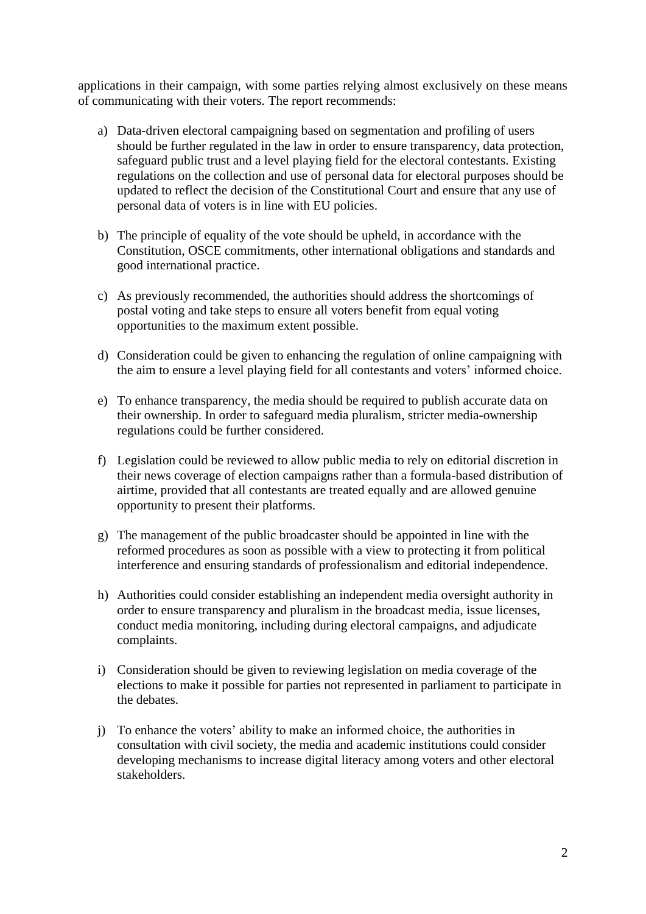applications in their campaign, with some parties relying almost exclusively on these means of communicating with their voters. The report recommends:

a) Data-driven electoral campaigning based on segmentation and profiling of users should be further regulated in the law in order to ensure transparency, data protection, safeguard public trust and a level playing field for the electoral contestants. Existing regulations on the collection and use of personal data for electoral purposes should be updated to reflect the decision of the Constitutional Court and ensure that any use of personal data of voters is in line with EU policies.

b) The principle of equality of the vote should be upheld, in accordance with the Constitution, OSCE commitments, other international obligations and standards and good international practice.

c) As previously recommended, the authorities should address the shortcomings of postal voting and take steps to ensure all voters benefit from equal voting opportunities to the maximum extent possible.

d) Consideration could be given to enhancing the regulation of online campaigning with the aim to ensure a level playing field for all contestants and voters' informed choice.

e) To enhance transparency, the media should be required to publish accurate data on their ownership. In order to safeguard media pluralism, stricter media-ownership regulations could be further considered.

f) Legislation could be reviewed to allow public media to rely on editorial discretion in their news coverage of election campaigns rather than a formula-based distribution of airtime, provided that all contestants are treated equally and are allowed genuine opportunity to present their platforms.

g) The management of the public broadcaster should be appointed in line with the reformed procedures as soon as possible with a view to protecting it from political interference and ensuring standards of professionalism and editorial independence.

h) Authorities could consider establishing an independent media oversight authority in order to ensure transparency and pluralism in the broadcast media, issue licenses, conduct media monitoring, including during electoral campaigns, and adjudicate complaints.

i) Consideration should be given to reviewing legislation on media coverage of the elections to make it possible for parties not represented in parliament to participate in the debates.

j) To enhance the voters' ability to make an informed choice, the authorities in consultation with civil society, the media and academic institutions could consider developing mechanisms to increase digital literacy among voters and other electoral stakeholders.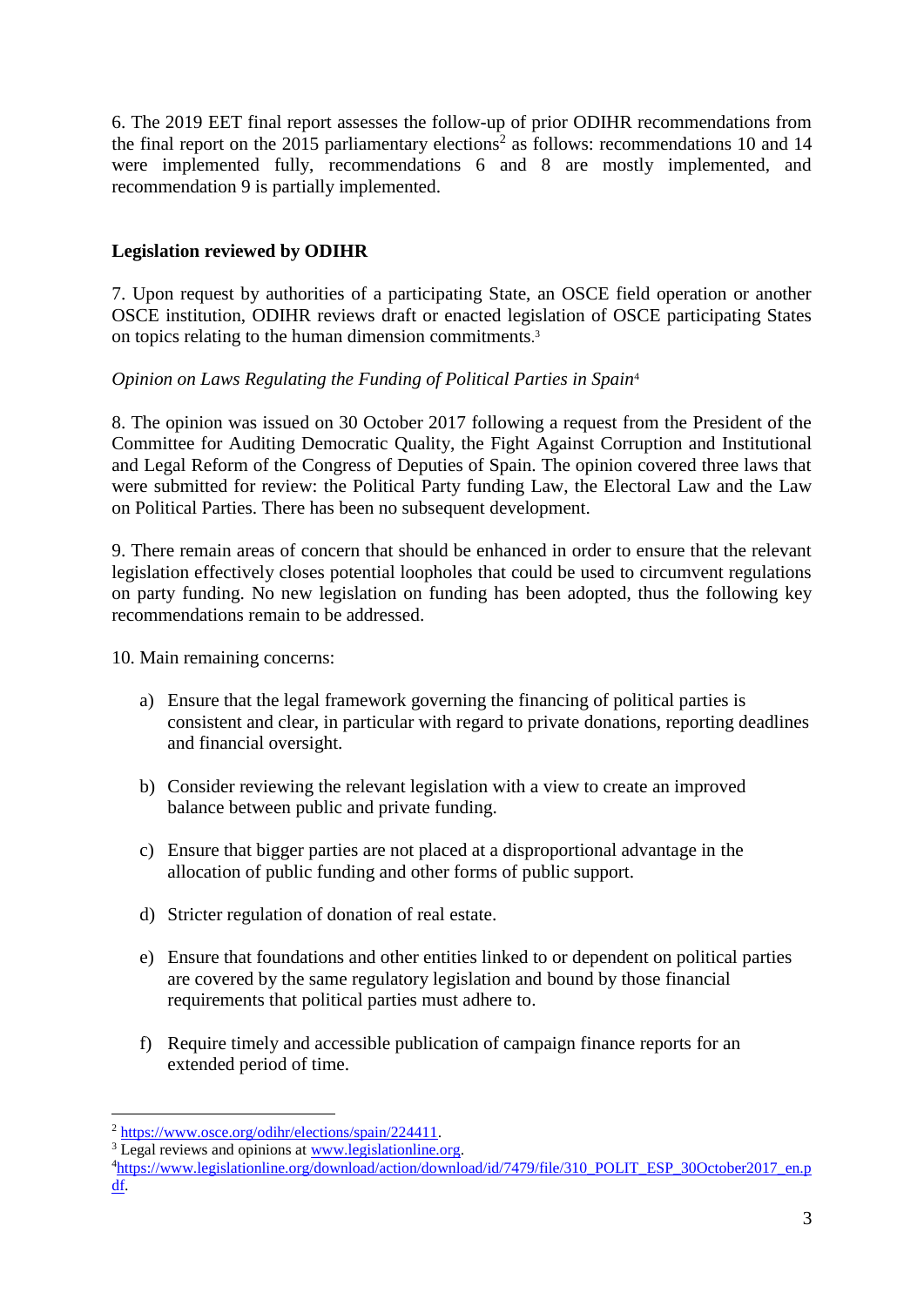6. The 2019 EET final report assesses the follow-up of prior ODIHR recommendations from the final report on the 2015 parliamentary elections[2] as follows: recommendations 10 and 14 were implemented fully, recommendations 6 and 8 are mostly implemented, and recommendation 9 is partially implemented.

## Legislation reviewed by ODIHR

7. Upon request by authorities of a participating State, an OSCE field operation or another OSCE institution, ODIHR reviews draft or enacted legislation of OSCE participating States on topics relating to the human dimension commitments.[3]

*Opinion on Laws Regulating the Funding of Political Parties in Spain*[4]

8. The opinion was issued on 30 October 2017 following a request from the President of the Committee for Auditing Democratic Quality, the Fight Against Corruption and Institutional and Legal Reform of the Congress of Deputies of Spain. The opinion covered three laws that were submitted for review: the Political Party funding Law, the Electoral Law and the Law on Political Parties. There has been no subsequent development.

9. There remain areas of concern that should be enhanced in order to ensure that the relevant legislation effectively closes potential loopholes that could be used to circumvent regulations on party funding. No new legislation on funding has been adopted, thus the following key recommendations remain to be addressed.

10. Main remaining concerns:

a) Ensure that the legal framework governing the financing of political parties is consistent and clear, in particular with regard to private donations, reporting deadlines and financial oversight.

b) Consider reviewing the relevant legislation with a view to create an improved balance between public and private funding.

c) Ensure that bigger parties are not placed at a disproportional advantage in the allocation of public funding and other forms of public support.

d) Stricter regulation of donation of real estate.

e) Ensure that foundations and other entities linked to or dependent on political parties are covered by the same regulatory legislation and bound by those financial requirements that political parties must adhere to.

f) Require timely and accessible publication of campaign finance reports for an extended period of time.

---

[2] https://www.osce.org/odihr/elections/spain/224411.

[3] Legal reviews and opinions at www.legislationline.org.

[4] https://www.legislationline.org/download/action/download/id/7479/file/310_POLIT_ESP_30October2017_en.pdf.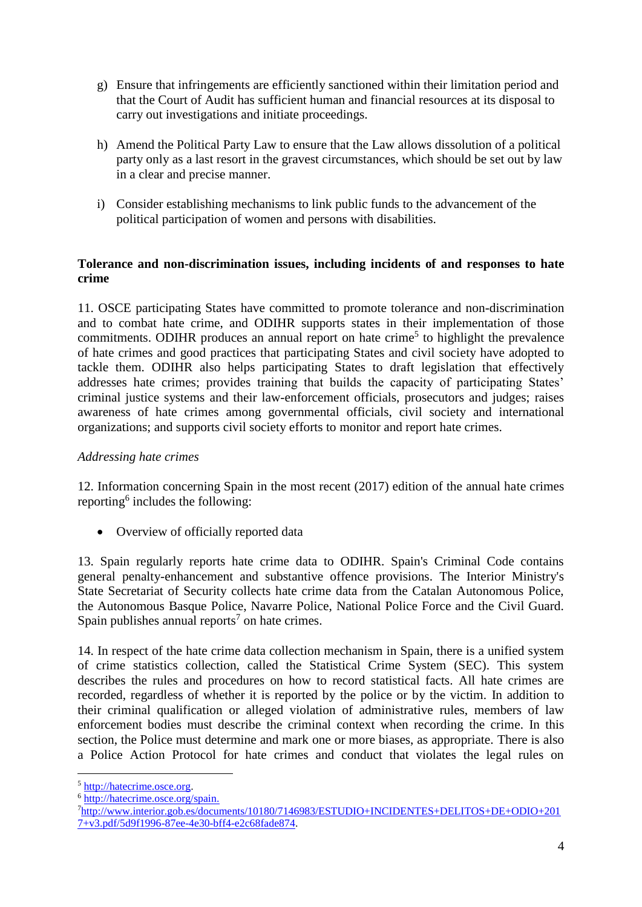g) Ensure that infringements are efficiently sanctioned within their limitation period and that the Court of Audit has sufficient human and financial resources at its disposal to carry out investigations and initiate proceedings.

h) Amend the Political Party Law to ensure that the Law allows dissolution of a political party only as a last resort in the gravest circumstances, which should be set out by law in a clear and precise manner.

i) Consider establishing mechanisms to link public funds to the advancement of the political participation of women and persons with disabilities.

**Tolerance and non-discrimination issues, including incidents of and responses to hate crime**

11. OSCE participating States have committed to promote tolerance and non-discrimination and to combat hate crime, and ODIHR supports states in their implementation of those commitments. ODIHR produces an annual report on hate crime[5] to highlight the prevalence of hate crimes and good practices that participating States and civil society have adopted to tackle them. ODIHR also helps participating States to draft legislation that effectively addresses hate crimes; provides training that builds the capacity of participating States' criminal justice systems and their law-enforcement officials, prosecutors and judges; raises awareness of hate crimes among governmental officials, civil society and international organizations; and supports civil society efforts to monitor and report hate crimes.

*Addressing hate crimes*

12. Information concerning Spain in the most recent (2017) edition of the annual hate crimes reporting[6] includes the following:

- Overview of officially reported data

13. Spain regularly reports hate crime data to ODIHR. Spain's Criminal Code contains general penalty-enhancement and substantive offence provisions. The Interior Ministry's State Secretariat of Security collects hate crime data from the Catalan Autonomous Police, the Autonomous Basque Police, Navarre Police, National Police Force and the Civil Guard. Spain publishes annual reports[7] on hate crimes.

14. In respect of the hate crime data collection mechanism in Spain, there is a unified system of crime statistics collection, called the Statistical Crime System (SEC). This system describes the rules and procedures on how to record statistical facts. All hate crimes are recorded, regardless of whether it is reported by the police or by the victim. In addition to their criminal qualification or alleged violation of administrative rules, members of law enforcement bodies must describe the criminal context when recording the crime. In this section, the Police must determine and mark one or more biases, as appropriate. There is also a Police Action Protocol for hate crimes and conduct that violates the legal rules on

---

[5] http://hatecrime.osce.org.

[6] http://hatecrime.osce.org/spain.

[7] http://www.interior.gob.es/documents/10180/7146983/ESTUDIO+INCIDENTES+DELITOS+DE+ODIO+2017+v3.pdf/5d9f1996-87ee-4e30-bff4-e2c68fade874.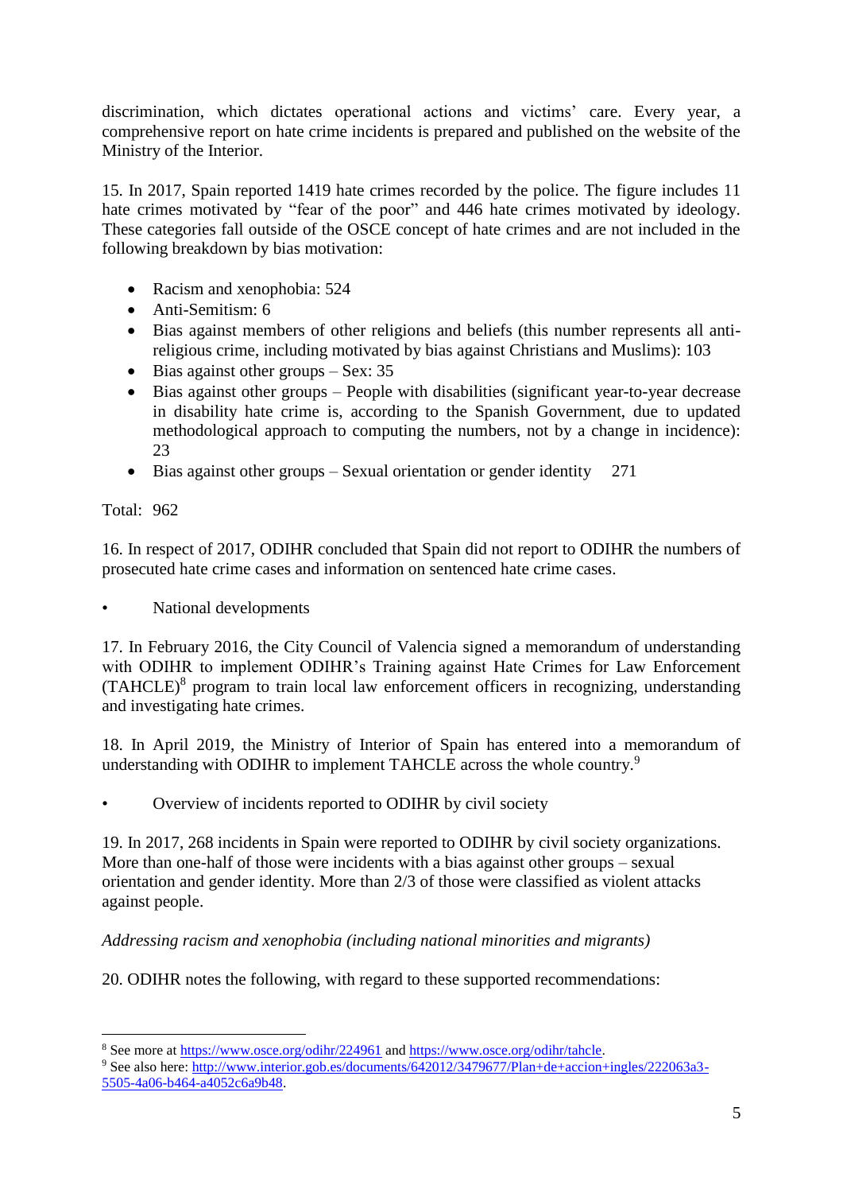discrimination, which dictates operational actions and victims' care. Every year, a comprehensive report on hate crime incidents is prepared and published on the website of the Ministry of the Interior.

15. In 2017, Spain reported 1419 hate crimes recorded by the police. The figure includes 11 hate crimes motivated by "fear of the poor" and 446 hate crimes motivated by ideology. These categories fall outside of the OSCE concept of hate crimes and are not included in the following breakdown by bias motivation:

- Racism and xenophobia: 524
- Anti-Semitism: 6
- Bias against members of other religions and beliefs (this number represents all anti-religious crime, including motivated by bias against Christians and Muslims): 103
- Bias against other groups – Sex: 35
- Bias against other groups – People with disabilities (significant year-to-year decrease in disability hate crime is, according to the Spanish Government, due to updated methodological approach to computing the numbers, not by a change in incidence): 23
- Bias against other groups – Sexual orientation or gender identity 271

Total: 962

16. In respect of 2017, ODIHR concluded that Spain did not report to ODIHR the numbers of prosecuted hate crime cases and information on sentenced hate crime cases.

- National developments

17. In February 2016, the City Council of Valencia signed a memorandum of understanding with ODIHR to implement ODIHR's Training against Hate Crimes for Law Enforcement (TAHCLE)[8] program to train local law enforcement officers in recognizing, understanding and investigating hate crimes.

18. In April 2019, the Ministry of Interior of Spain has entered into a memorandum of understanding with ODIHR to implement TAHCLE across the whole country.[9]

- Overview of incidents reported to ODIHR by civil society

19. In 2017, 268 incidents in Spain were reported to ODIHR by civil society organizations. More than one-half of those were incidents with a bias against other groups – sexual orientation and gender identity. More than 2/3 of those were classified as violent attacks against people.

*Addressing racism and xenophobia (including national minorities and migrants)*

20. ODIHR notes the following, with regard to these supported recommendations:

---

[8] See more at https://www.osce.org/odihr/224961 and https://www.osce.org/odihr/tahcle.

[9] See also here: http://www.interior.gob.es/documents/642012/3479677/Plan+de+accion+ingles/222063a3-5505-4a06-b464-a4052c6a9b48.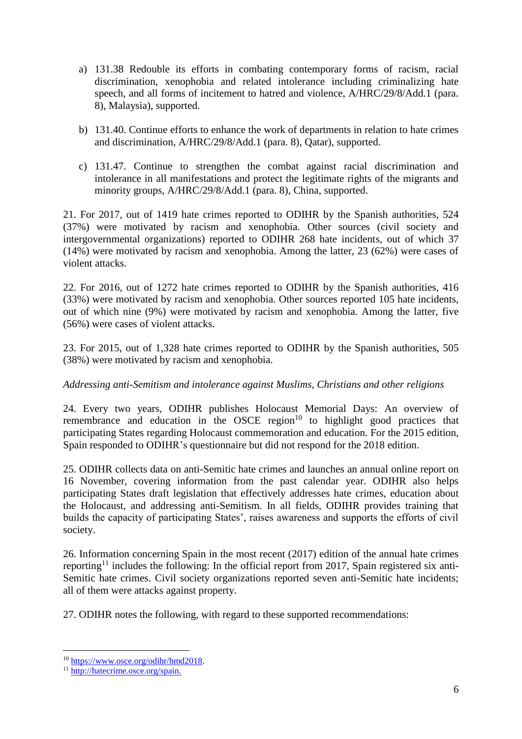a) 131.38 Redouble its efforts in combating contemporary forms of racism, racial discrimination, xenophobia and related intolerance including criminalizing hate speech, and all forms of incitement to hatred and violence, A/HRC/29/8/Add.1 (para. 8), Malaysia), supported.

b) 131.40. Continue efforts to enhance the work of departments in relation to hate crimes and discrimination, A/HRC/29/8/Add.1 (para. 8), Qatar), supported.

c) 131.47. Continue to strengthen the combat against racial discrimination and intolerance in all manifestations and protect the legitimate rights of the migrants and minority groups, A/HRC/29/8/Add.1 (para. 8), China, supported.

21. For 2017, out of 1419 hate crimes reported to ODIHR by the Spanish authorities, 524 (37%) were motivated by racism and xenophobia. Other sources (civil society and intergovernmental organizations) reported to ODIHR 268 hate incidents, out of which 37 (14%) were motivated by racism and xenophobia. Among the latter, 23 (62%) were cases of violent attacks.

22. For 2016, out of 1272 hate crimes reported to ODIHR by the Spanish authorities, 416 (33%) were motivated by racism and xenophobia. Other sources reported 105 hate incidents, out of which nine (9%) were motivated by racism and xenophobia. Among the latter, five (56%) were cases of violent attacks.

23. For 2015, out of 1,328 hate crimes reported to ODIHR by the Spanish authorities, 505 (38%) were motivated by racism and xenophobia.

*Addressing anti-Semitism and intolerance against Muslims, Christians and other religions*

24. Every two years, ODIHR publishes Holocaust Memorial Days: An overview of remembrance and education in the OSCE region[10] to highlight good practices that participating States regarding Holocaust commemoration and education. For the 2015 edition, Spain responded to ODIHR's questionnaire but did not respond for the 2018 edition.

25. ODIHR collects data on anti-Semitic hate crimes and launches an annual online report on 16 November, covering information from the past calendar year. ODIHR also helps participating States draft legislation that effectively addresses hate crimes, education about the Holocaust, and addressing anti-Semitism. In all fields, ODIHR provides training that builds the capacity of participating States', raises awareness and supports the efforts of civil society.

26. Information concerning Spain in the most recent (2017) edition of the annual hate crimes reporting[11] includes the following: In the official report from 2017, Spain registered six anti-Semitic hate crimes. Civil society organizations reported seven anti-Semitic hate incidents; all of them were attacks against property.

27. ODIHR notes the following, with regard to these supported recommendations:

---

[10] https://www.osce.org/odihr/hmd2018.

[11] http://hatecrime.osce.org/spain.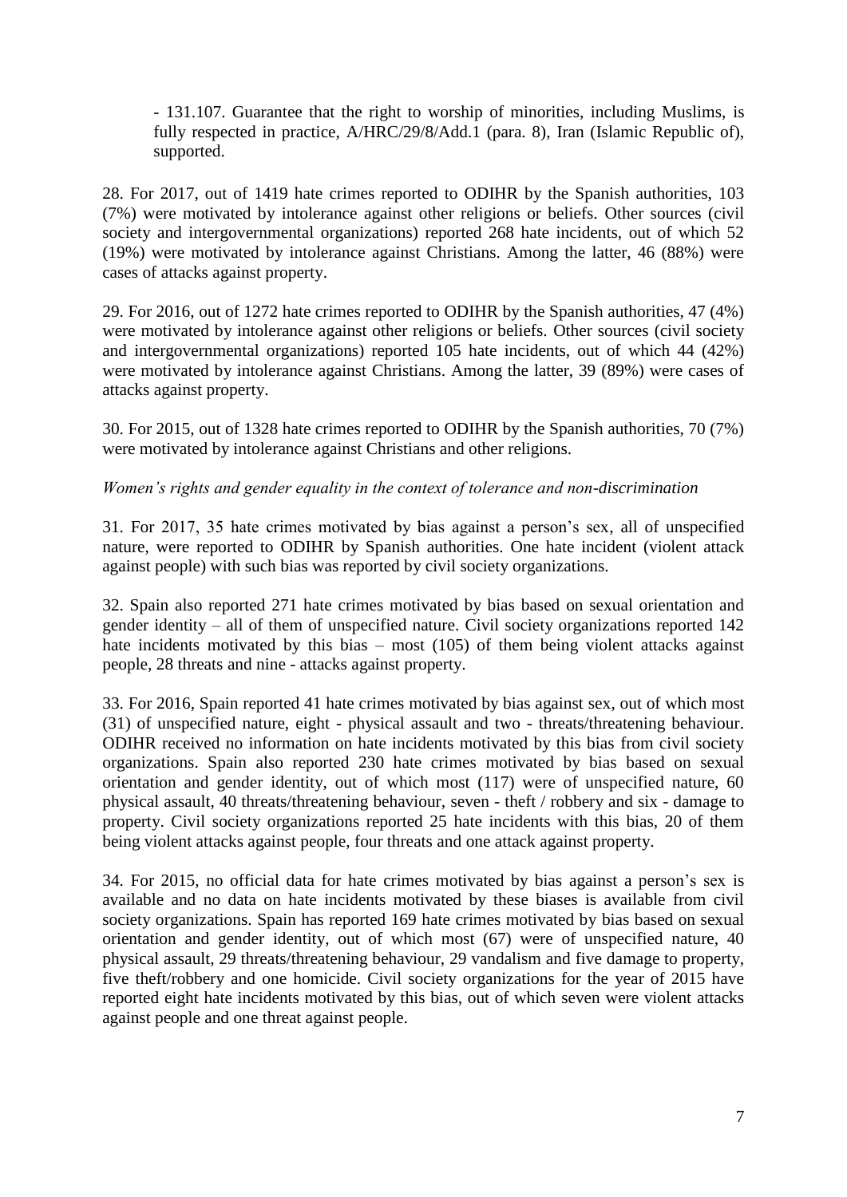- 131.107. Guarantee that the right to worship of minorities, including Muslims, is fully respected in practice, A/HRC/29/8/Add.1 (para. 8), Iran (Islamic Republic of), supported.

28. For 2017, out of 1419 hate crimes reported to ODIHR by the Spanish authorities, 103 (7%) were motivated by intolerance against other religions or beliefs. Other sources (civil society and intergovernmental organizations) reported 268 hate incidents, out of which 52 (19%) were motivated by intolerance against Christians. Among the latter, 46 (88%) were cases of attacks against property.

29. For 2016, out of 1272 hate crimes reported to ODIHR by the Spanish authorities, 47 (4%) were motivated by intolerance against other religions or beliefs. Other sources (civil society and intergovernmental organizations) reported 105 hate incidents, out of which 44 (42%) were motivated by intolerance against Christians. Among the latter, 39 (89%) were cases of attacks against property.

30. For 2015, out of 1328 hate crimes reported to ODIHR by the Spanish authorities, 70 (7%) were motivated by intolerance against Christians and other religions.

*Women's rights and gender equality in the context of tolerance and non-discrimination*

31. For 2017, 35 hate crimes motivated by bias against a person's sex, all of unspecified nature, were reported to ODIHR by Spanish authorities. One hate incident (violent attack against people) with such bias was reported by civil society organizations.

32. Spain also reported 271 hate crimes motivated by bias based on sexual orientation and gender identity – all of them of unspecified nature. Civil society organizations reported 142 hate incidents motivated by this bias – most (105) of them being violent attacks against people, 28 threats and nine - attacks against property.

33. For 2016, Spain reported 41 hate crimes motivated by bias against sex, out of which most (31) of unspecified nature, eight - physical assault and two - threats/threatening behaviour. ODIHR received no information on hate incidents motivated by this bias from civil society organizations. Spain also reported 230 hate crimes motivated by bias based on sexual orientation and gender identity, out of which most (117) were of unspecified nature, 60 physical assault, 40 threats/threatening behaviour, seven - theft / robbery and six - damage to property. Civil society organizations reported 25 hate incidents with this bias, 20 of them being violent attacks against people, four threats and one attack against property.

34. For 2015, no official data for hate crimes motivated by bias against a person's sex is available and no data on hate incidents motivated by these biases is available from civil society organizations. Spain has reported 169 hate crimes motivated by bias based on sexual orientation and gender identity, out of which most (67) were of unspecified nature, 40 physical assault, 29 threats/threatening behaviour, 29 vandalism and five damage to property, five theft/robbery and one homicide. Civil society organizations for the year of 2015 have reported eight hate incidents motivated by this bias, out of which seven were violent attacks against people and one threat against people.